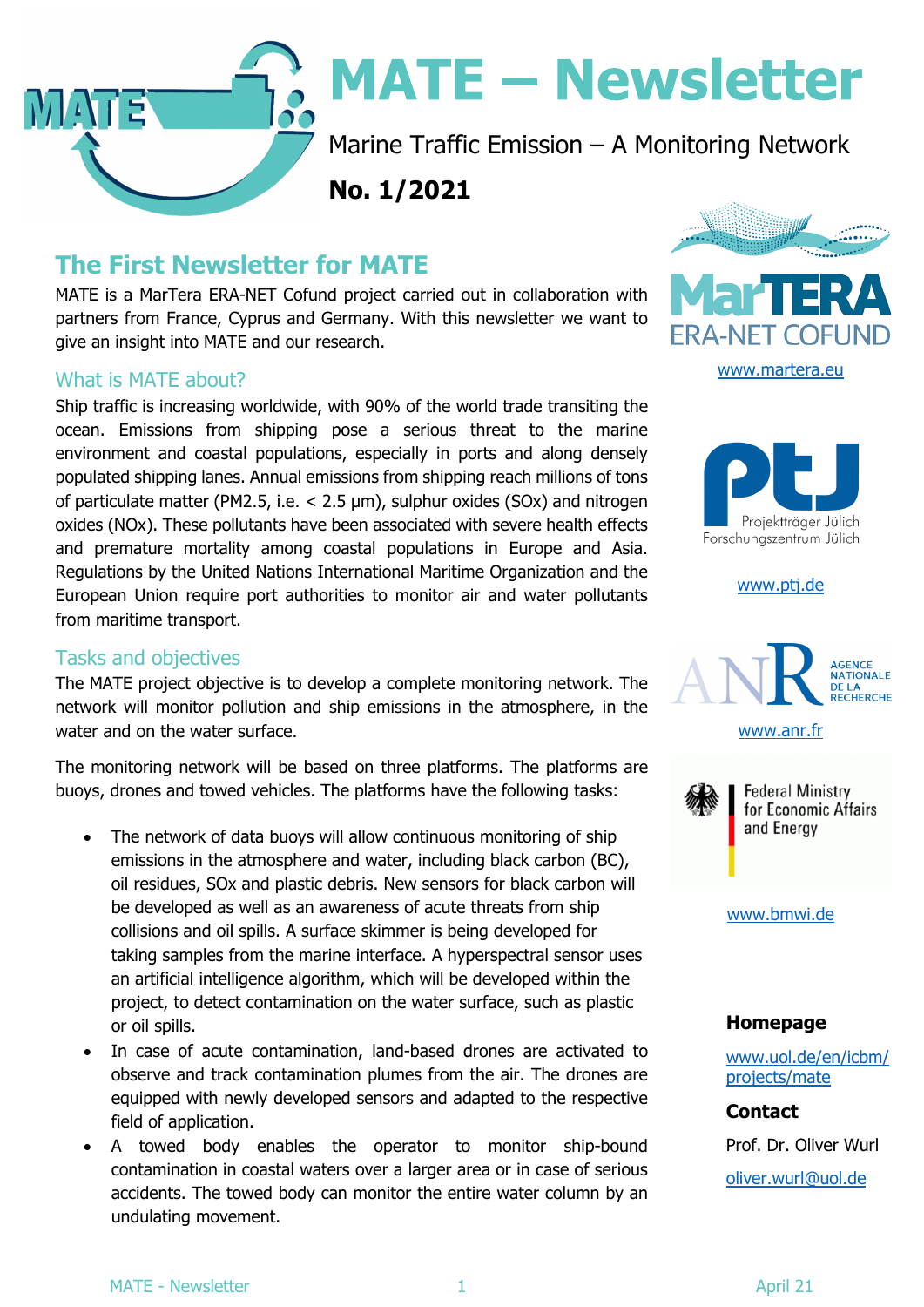# MATE – Newsletter

Marine Traffic Emission – A Monitoring Network

**No. 1/2021**

## The First Newsletter for MATE

MATE is a MarTera ERA-NET Cofund project carried out in collaboration with partners from France, Cyprus and Germany. With this newsletter we want to give an insight into MATE and our research.

### What is MATE about?

Ship traffic is increasing worldwide, with 90% of the world trade transiting the ocean. Emissions from shipping pose a serious threat to the marine environment and coastal populations, especially in ports and along densely populated shipping lanes. Annual emissions from shipping reach millions of tons of particulate matter (PM2.5, i.e. < 2.5 µm), sulphur oxides (SOx) and nitrogen oxides (NOx). These pollutants have been associated with severe health effects and premature mortality among coastal populations in Europe and Asia. Regulations by the United Nations International Maritime Organization and the European Union require port authorities to monitor air and water pollutants from maritime transport.

### Tasks and objectives

The MATE project objective is to develop a complete monitoring network. The network will monitor pollution and ship emissions in the atmosphere, in the water and on the water surface.

The monitoring network will be based on three platforms. The platforms are buoys, drones and towed vehicles. The platforms have the following tasks:

- The network of data buoys will allow continuous monitoring of ship emissions in the atmosphere and water, including black carbon (BC), oil residues, SOx and plastic debris. New sensors for black carbon will be developed as well as an awareness of acute threats from ship collisions and oil spills. A surface skimmer is being developed for taking samples from the marine interface. A hyperspectral sensor uses an artificial intelligence algorithm, which will be developed within the project, to detect contamination on the water surface, such as plastic or oil spills.
- In case of acute contamination, land-based drones are activated to observe and track contamination plumes from the air. The drones are equipped with newly developed sensors and adapted to the respective field of application.
- A towed body enables the operator to monitor ship-bound contamination in coastal waters over a larger area or in case of serious accidents. The towed body can monitor the entire water column by an undulating movement.

MarTERA ERA-NET COFUND

www.martera.eu

Projektträger Jülich Forschungszentrum Jülich

www.ptj.de

ANR Agence Nationale de la Recherche

www.anr.fr

Federal Ministry for Economic Affairs and Energy

www.bmwi.de

**Homepage**

www.uol.de/en/icbm/projects/mate

**Contact**

Prof. Dr. Oliver Wurl

oliver.wurl@uol.de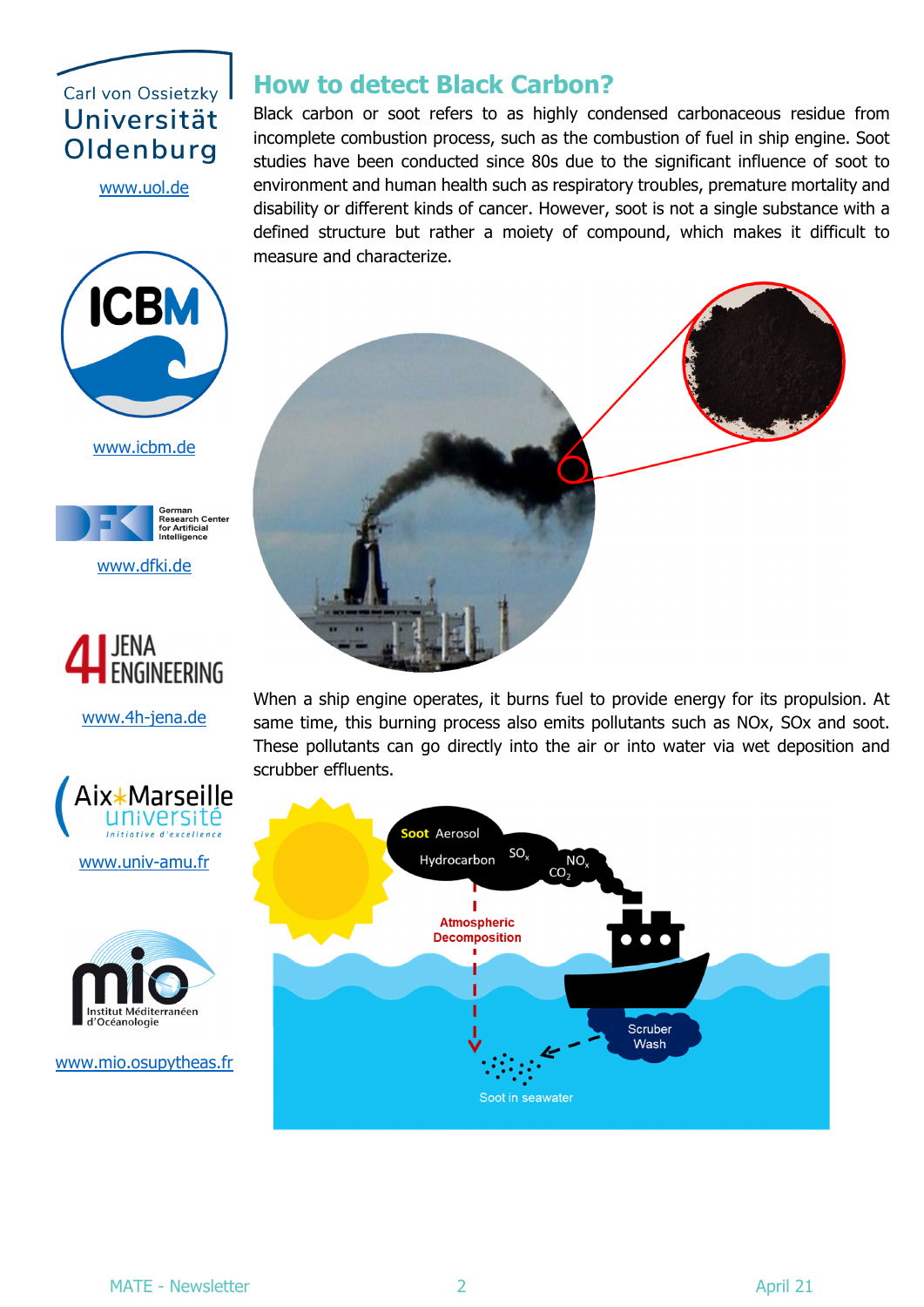Carl von Ossietzky
Universität
Oldenburg

www.uol.de

www.icbm.de

www.dfki.de

www.4h-jena.de

www.univ-amu.fr

www.mio.osupytheas.fr

## How to detect Black Carbon?

Black carbon or soot refers to as highly condensed carbonaceous residue from incomplete combustion process, such as the combustion of fuel in ship engine. Soot studies have been conducted since 80s due to the significant influence of soot to environment and human health such as respiratory troubles, premature mortality and disability or different kinds of cancer. However, soot is not a single substance with a defined structure but rather a moiety of compound, which makes it difficult to measure and characterize.

When a ship engine operates, it burns fuel to provide energy for its propulsion. At same time, this burning process also emits pollutants such as NOx, SOx and soot. These pollutants can go directly into the air or into water via wet deposition and scrubber effluents.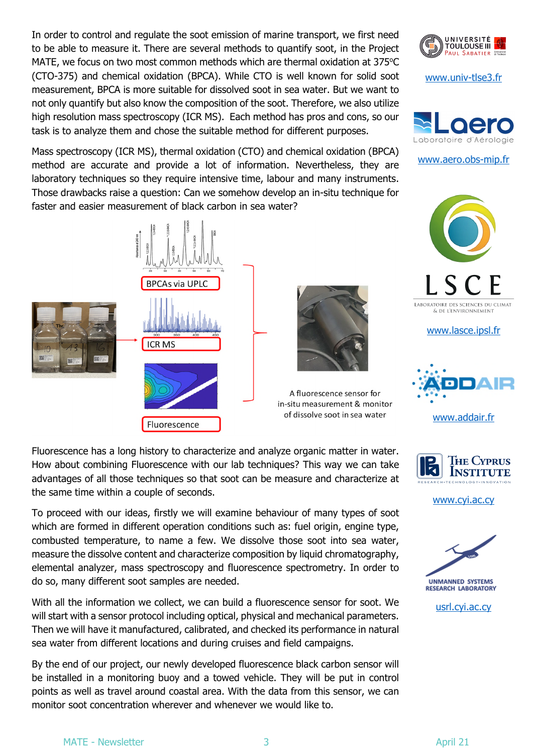In order to control and regulate the soot emission of marine transport, we first need to be able to measure it. There are several methods to quantify soot, in the Project MATE, we focus on two most common methods which are thermal oxidation at 375°C (CTO-375) and chemical oxidation (BPCA). While CTO is well known for solid soot measurement, BPCA is more suitable for dissolved soot in sea water. But we want to not only quantify but also know the composition of the soot. Therefore, we also utilize high resolution mass spectroscopy (ICR MS). Each method has pros and cons, so our task is to analyze them and chose the suitable method for different purposes.

Mass spectroscopy (ICR MS), thermal oxidation (CTO) and chemical oxidation (BPCA) method are accurate and provide a lot of information. Nevertheless, they are laboratory techniques so they require intensive time, labour and many instruments. Those drawbacks raise a question: Can we somehow develop an in-situ technique for faster and easier measurement of black carbon in sea water?

BPCAs via UPLC

ICR MS

Fluorescence

A fluorescence sensor for in-situ measurement & monitor of dissolve soot in sea water

Fluorescence has a long history to characterize and analyze organic matter in water. How about combining Fluorescence with our lab techniques? This way we can take advantages of all those techniques so that soot can be measure and characterize at the same time within a couple of seconds.

To proceed with our ideas, firstly we will examine behaviour of many types of soot which are formed in different operation conditions such as: fuel origin, engine type, combusted temperature, to name a few. We dissolve those soot into sea water, measure the dissolve content and characterize composition by liquid chromatography, elemental analyzer, mass spectroscopy and fluorescence spectrometry. In order to do so, many different soot samples are needed.

With all the information we collect, we can build a fluorescence sensor for soot. We will start with a sensor protocol including optical, physical and mechanical parameters. Then we will have it manufactured, calibrated, and checked its performance in natural sea water from different locations and during cruises and field campaigns.

By the end of our project, our newly developed fluorescence black carbon sensor will be installed in a monitoring buoy and a towed vehicle. They will be put in control points as well as travel around coastal area. With the data from this sensor, we can monitor soot concentration wherever and whenever we would like to.

www.univ-tlse3.fr

www.aero.obs-mip.fr

www.lsce.ipsl.fr

www.addair.fr

www.cyi.ac.cy

usrl.cyi.ac.cy